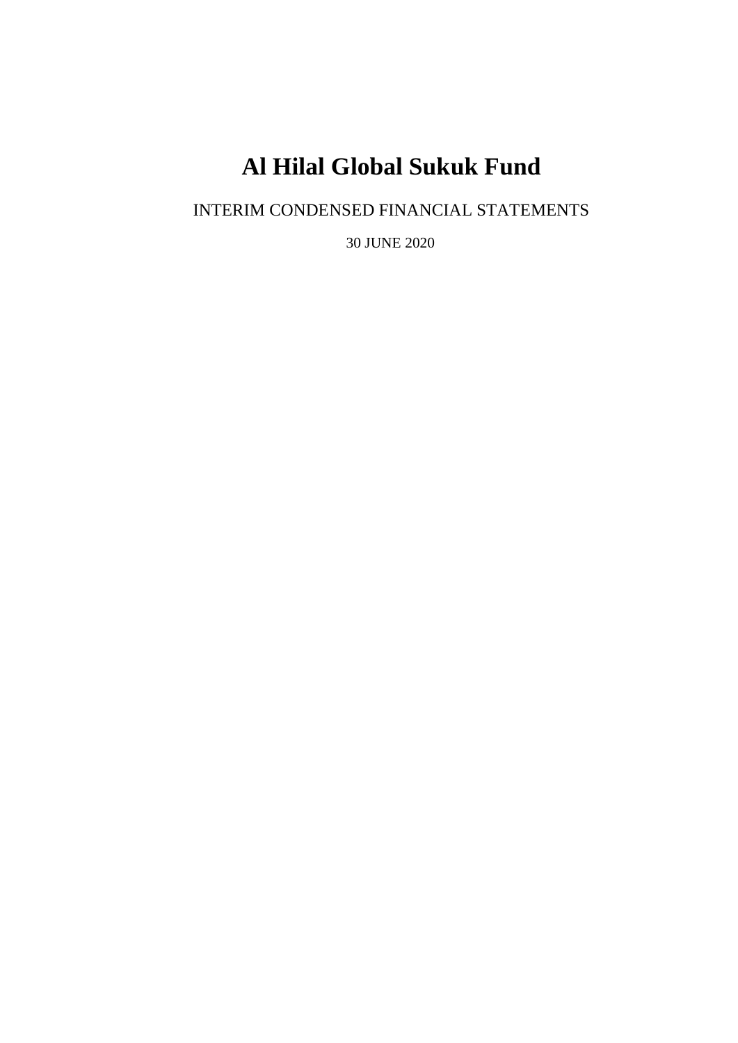# Al Hilal Global Sukuk Fund

INTERIM CONDENSED FINANCIAL STATEMENTS

30 JUNE 2020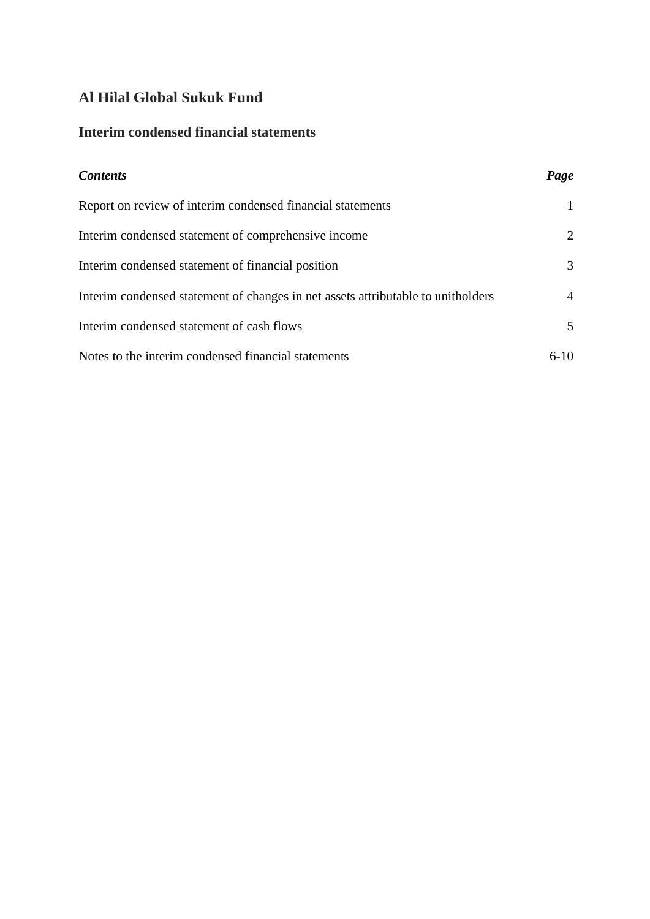# Al Hilal Global Sukuk Fund

## Interim condensed financial statements

| *Contents* | *Page* |
|---|---|
| Report on review of interim condensed financial statements | 1 |
| Interim condensed statement of comprehensive income | 2 |
| Interim condensed statement of financial position | 3 |
| Interim condensed statement of changes in net assets attributable to unitholders | 4 |
| Interim condensed statement of cash flows | 5 |
| Notes to the interim condensed financial statements | 6-10 |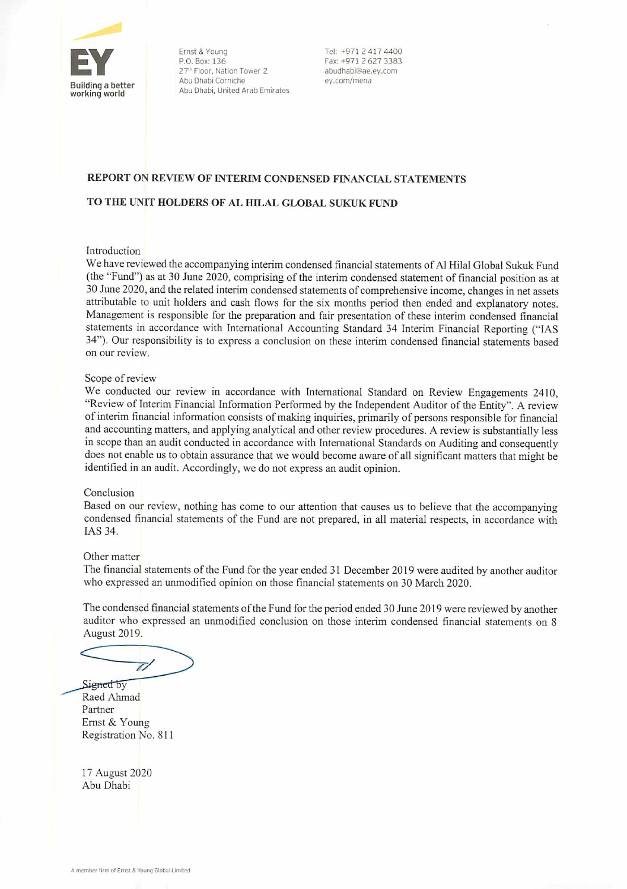Ernst & Young
P.O. Box: 136
27th Floor, Nation Tower 2
Abu Dhabi Corniche
Abu Dhabi, United Arab Emirates

Tel: +971 2 417 4400
Fax: +971 2 627 3383
abudhabi@ae.ey.com
ey.com/mena

## REPORT ON REVIEW OF INTERIM CONDENSED FINANCIAL STATEMENTS

## TO THE UNIT HOLDERS OF AL HILAL GLOBAL SUKUK FUND

Introduction

We have reviewed the accompanying interim condensed financial statements of Al Hilal Global Sukuk Fund (the "Fund") as at 30 June 2020, comprising of the interim condensed statement of financial position as at 30 June 2020, and the related interim condensed statements of comprehensive income, changes in net assets attributable to unit holders and cash flows for the six months period then ended and explanatory notes. Management is responsible for the preparation and fair presentation of these interim condensed financial statements in accordance with International Accounting Standard 34 Interim Financial Reporting ("IAS 34"). Our responsibility is to express a conclusion on these interim condensed financial statements based on our review.

Scope of review

We conducted our review in accordance with International Standard on Review Engagements 2410, "Review of Interim Financial Information Performed by the Independent Auditor of the Entity". A review of interim financial information consists of making inquiries, primarily of persons responsible for financial and accounting matters, and applying analytical and other review procedures. A review is substantially less in scope than an audit conducted in accordance with International Standards on Auditing and consequently does not enable us to obtain assurance that we would become aware of all significant matters that might be identified in an audit. Accordingly, we do not express an audit opinion.

Conclusion

Based on our review, nothing has come to our attention that causes us to believe that the accompanying condensed financial statements of the Fund are not prepared, in all material respects, in accordance with IAS 34.

Other matter

The financial statements of the Fund for the year ended 31 December 2019 were audited by another auditor who expressed an unmodified opinion on those financial statements on 30 March 2020.

The condensed financial statements of the Fund for the period ended 30 June 2019 were reviewed by another auditor who expressed an unmodified conclusion on those interim condensed financial statements on 8 August 2019.

Signed by
Raed Ahmad
Partner
Ernst & Young
Registration No. 811

17 August 2020
Abu Dhabi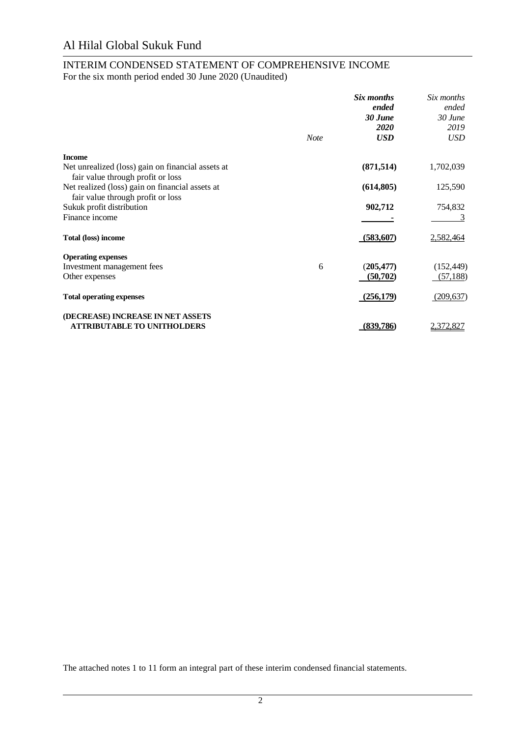# Al Hilal Global Sukuk Fund

## INTERIM CONDENSED STATEMENT OF COMPREHENSIVE INCOME

For the six month period ended 30 June 2020 (Unaudited)

| | *Note* | ***Six months ended 30 June 2020 USD*** | *Six months ended 30 June 2019 USD* |
|---|---|---|---|
| **Income** | | | |
| Net unrealized (loss) gain on financial assets at fair value through profit or loss | | **(871,514)** | 1,702,039 |
| Net realized (loss) gain on financial assets at fair value through profit or loss | | **(614,805)** | 125,590 |
| Sukuk profit distribution | | **902,712** | 754,832 |
| Finance income | | **-** | 3 |
| **Total (loss) income** | | **(583,607)** | 2,582,464 |
| **Operating expenses** | | | |
| Investment management fees | 6 | **(205,477)** | (152,449) |
| Other expenses | | **(50,702)** | (57,188) |
| **Total operating expenses** | | **(256,179)** | (209,637) |
| **(DECREASE) INCREASE IN NET ASSETS ATTRIBUTABLE TO UNITHOLDERS** | | **(839,786)** | 2,372,827 |

The attached notes 1 to 11 form an integral part of these interim condensed financial statements.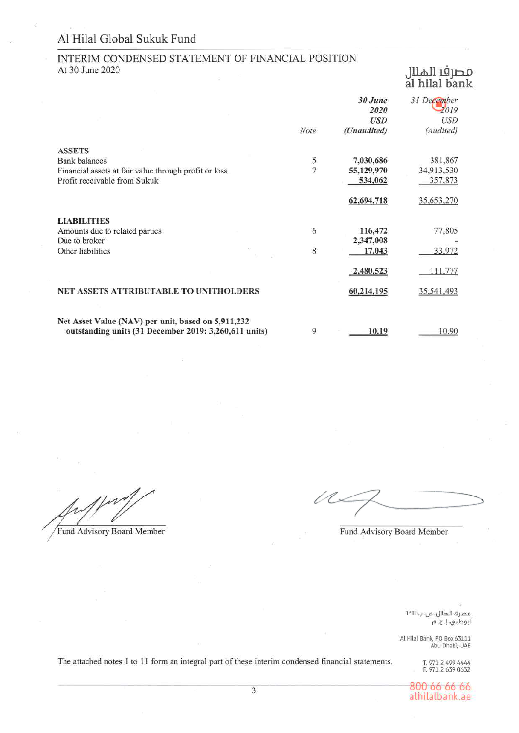# Al Hilal Global Sukuk Fund

## INTERIM CONDENSED STATEMENT OF FINANCIAL POSITION

At 30 June 2020

| | Note | *30 June 2020 USD (Unaudited)* | *31 December 2019 USD (Audited)* |
|---|---|---|---|
| **ASSETS** | | | |
| Bank balances | 5 | **7,030,686** | 381,867 |
| Financial assets at fair value through profit or loss | 7 | **55,129,970** | 34,913,530 |
| Profit receivable from Sukuk | | **534,062** | 357,873 |
| | | **62,694,718** | 35,653,270 |
| **LIABILITIES** | | | |
| Amounts due to related parties | 6 | **116,472** | 77,805 |
| Due to broker | | **2,347,008** | - |
| Other liabilities | 8 | **17,043** | 33,972 |
| | | **2,480,523** | 111,777 |
| **NET ASSETS ATTRIBUTABLE TO UNITHOLDERS** | | **60,214,195** | 35,541,493 |
| **Net Asset Value (NAV) per unit, based on 5,911,232 outstanding units (31 December 2019: 3,260,611 units)** | 9 | **10.19** | 10.90 |

Fund Advisory Board Member

Fund Advisory Board Member

مصرف الهلال، ص.ب ٦٣١١١
أبوظبي، إ.ع.م

Al Hilal Bank, PO Box 63111
Abu Dhabi, UAE

T. 971 2 499 4444
F. 971 2 639 0632

800 66 66 66
alhilalbank.ae

The attached notes 1 to 11 form an integral part of these interim condensed financial statements.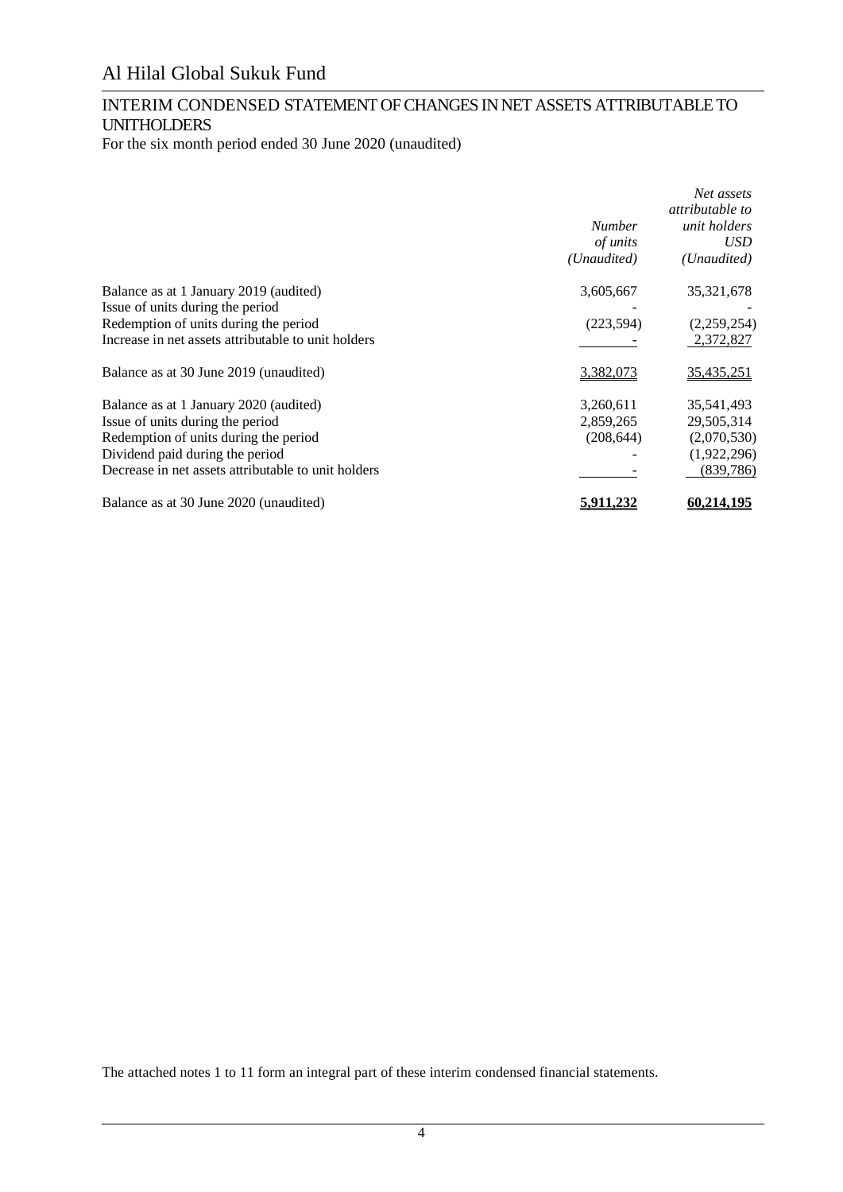# Al Hilal Global Sukuk Fund

## INTERIM CONDENSED STATEMENT OF CHANGES IN NET ASSETS ATTRIBUTABLE TO UNITHOLDERS

For the six month period ended 30 June 2020 (unaudited)

| | *Number of units (Unaudited)* | *Net assets attributable to unit holders USD (Unaudited)* |
|---|---|---|
| Balance as at 1 January 2019 (audited) | 3,605,667 | 35,321,678 |
| Issue of units during the period | - | - |
| Redemption of units during the period | (223,594) | (2,259,254) |
| Increase in net assets attributable to unit holders | - | 2,372,827 |
| Balance as at 30 June 2019 (unaudited) | 3,382,073 | 35,435,251 |
| Balance as at 1 January 2020 (audited) | 3,260,611 | 35,541,493 |
| Issue of units during the period | 2,859,265 | 29,505,314 |
| Redemption of units during the period | (208,644) | (2,070,530) |
| Dividend paid during the period | - | (1,922,296) |
| Decrease in net assets attributable to unit holders | - | (839,786) |
| Balance as at 30 June 2020 (unaudited) | **5,911,232** | **60,214,195** |

The attached notes 1 to 11 form an integral part of these interim condensed financial statements.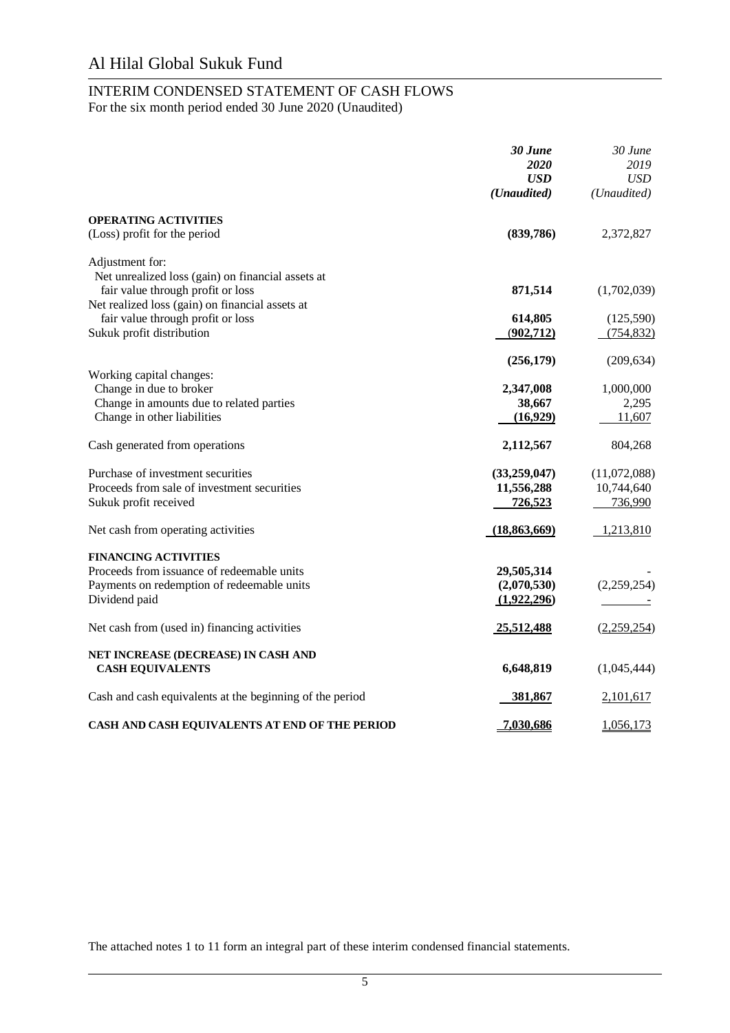# Al Hilal Global Sukuk Fund

## INTERIM CONDENSED STATEMENT OF CASH FLOWS

For the six month period ended 30 June 2020 (Unaudited)

| | ***30 June 2020 USD (Unaudited)*** | *30 June 2019 USD (Unaudited)* |
|---|---|---|
| **OPERATING ACTIVITIES** | | |
| (Loss) profit for the period | **(839,786)** | 2,372,827 |
| Adjustment for: | | |
| Net unrealized loss (gain) on financial assets at fair value through profit or loss | **871,514** | (1,702,039) |
| Net realized loss (gain) on financial assets at fair value through profit or loss | **614,805** | (125,590) |
| Sukuk profit distribution | **(902,712)** | (754,832) |
| | **(256,179)** | (209,634) |
| Working capital changes: | | |
| Change in due to broker | **2,347,008** | 1,000,000 |
| Change in amounts due to related parties | **38,667** | 2,295 |
| Change in other liabilities | **(16,929)** | 11,607 |
| Cash generated from operations | **2,112,567** | 804,268 |
| Purchase of investment securities | **(33,259,047)** | (11,072,088) |
| Proceeds from sale of investment securities | **11,556,288** | 10,744,640 |
| Sukuk profit received | **726,523** | 736,990 |
| Net cash from operating activities | **(18,863,669)** | 1,213,810 |
| **FINANCING ACTIVITIES** | | |
| Proceeds from issuance of redeemable units | **29,505,314** | - |
| Payments on redemption of redeemable units | **(2,070,530)** | (2,259,254) |
| Dividend paid | **(1,922,296)** | - |
| Net cash from (used in) financing activities | **25,512,488** | (2,259,254) |
| **NET INCREASE (DECREASE) IN CASH AND CASH EQUIVALENTS** | **6,648,819** | (1,045,444) |
| Cash and cash equivalents at the beginning of the period | **381,867** | 2,101,617 |
| **CASH AND CASH EQUIVALENTS AT END OF THE PERIOD** | **7,030,686** | 1,056,173 |

The attached notes 1 to 11 form an integral part of these interim condensed financial statements.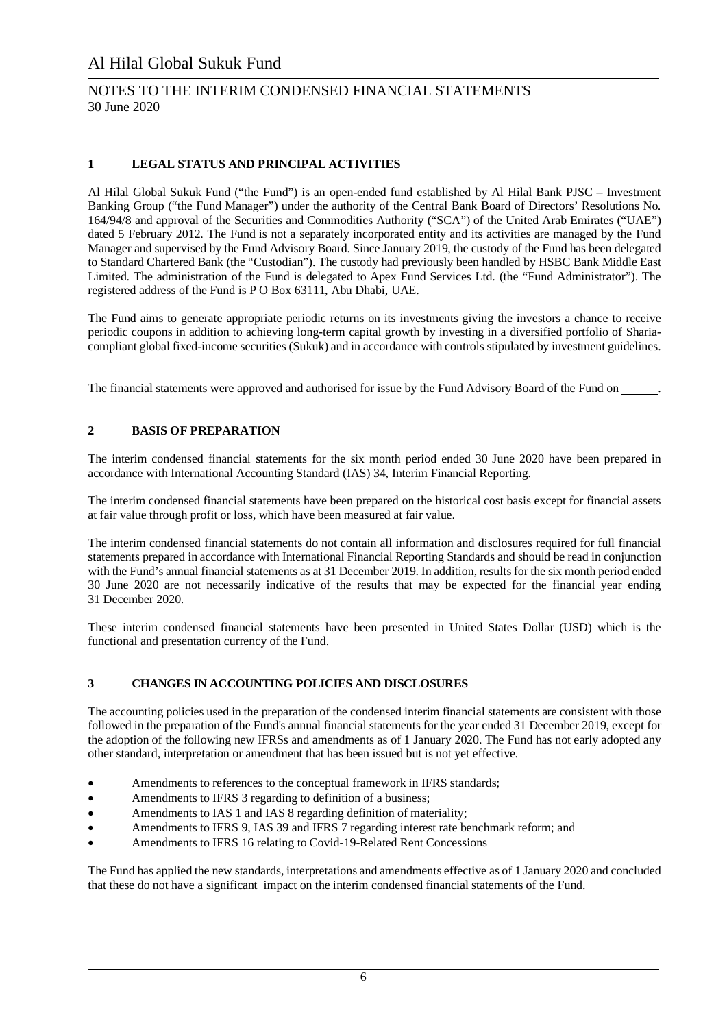# Al Hilal Global Sukuk Fund

NOTES TO THE INTERIM CONDENSED FINANCIAL STATEMENTS
30 June 2020

## 1 LEGAL STATUS AND PRINCIPAL ACTIVITIES

Al Hilal Global Sukuk Fund ("the Fund") is an open-ended fund established by Al Hilal Bank PJSC – Investment Banking Group ("the Fund Manager") under the authority of the Central Bank Board of Directors' Resolutions No. 164/94/8 and approval of the Securities and Commodities Authority ("SCA") of the United Arab Emirates ("UAE") dated 5 February 2012. The Fund is not a separately incorporated entity and its activities are managed by the Fund Manager and supervised by the Fund Advisory Board. Since January 2019, the custody of the Fund has been delegated to Standard Chartered Bank (the "Custodian"). The custody had previously been handled by HSBC Bank Middle East Limited. The administration of the Fund is delegated to Apex Fund Services Ltd. (the "Fund Administrator"). The registered address of the Fund is P O Box 63111, Abu Dhabi, UAE.

The Fund aims to generate appropriate periodic returns on its investments giving the investors a chance to receive periodic coupons in addition to achieving long-term capital growth by investing in a diversified portfolio of Sharia-compliant global fixed-income securities (Sukuk) and in accordance with controls stipulated by investment guidelines.

The financial statements were approved and authorised for issue by the Fund Advisory Board of the Fund on ______.

## 2 BASIS OF PREPARATION

The interim condensed financial statements for the six month period ended 30 June 2020 have been prepared in accordance with International Accounting Standard (IAS) 34, Interim Financial Reporting.

The interim condensed financial statements have been prepared on the historical cost basis except for financial assets at fair value through profit or loss, which have been measured at fair value.

The interim condensed financial statements do not contain all information and disclosures required for full financial statements prepared in accordance with International Financial Reporting Standards and should be read in conjunction with the Fund's annual financial statements as at 31 December 2019. In addition, results for the six month period ended 30 June 2020 are not necessarily indicative of the results that may be expected for the financial year ending 31 December 2020.

These interim condensed financial statements have been presented in United States Dollar (USD) which is the functional and presentation currency of the Fund.

## 3 CHANGES IN ACCOUNTING POLICIES AND DISCLOSURES

The accounting policies used in the preparation of the condensed interim financial statements are consistent with those followed in the preparation of the Fund's annual financial statements for the year ended 31 December 2019, except for the adoption of the following new IFRSs and amendments as of 1 January 2020. The Fund has not early adopted any other standard, interpretation or amendment that has been issued but is not yet effective.

- Amendments to references to the conceptual framework in IFRS standards;
- Amendments to IFRS 3 regarding to definition of a business;
- Amendments to IAS 1 and IAS 8 regarding definition of materiality;
- Amendments to IFRS 9, IAS 39 and IFRS 7 regarding interest rate benchmark reform; and
- Amendments to IFRS 16 relating to Covid-19-Related Rent Concessions

The Fund has applied the new standards, interpretations and amendments effective as of 1 January 2020 and concluded that these do not have a significant impact on the interim condensed financial statements of the Fund.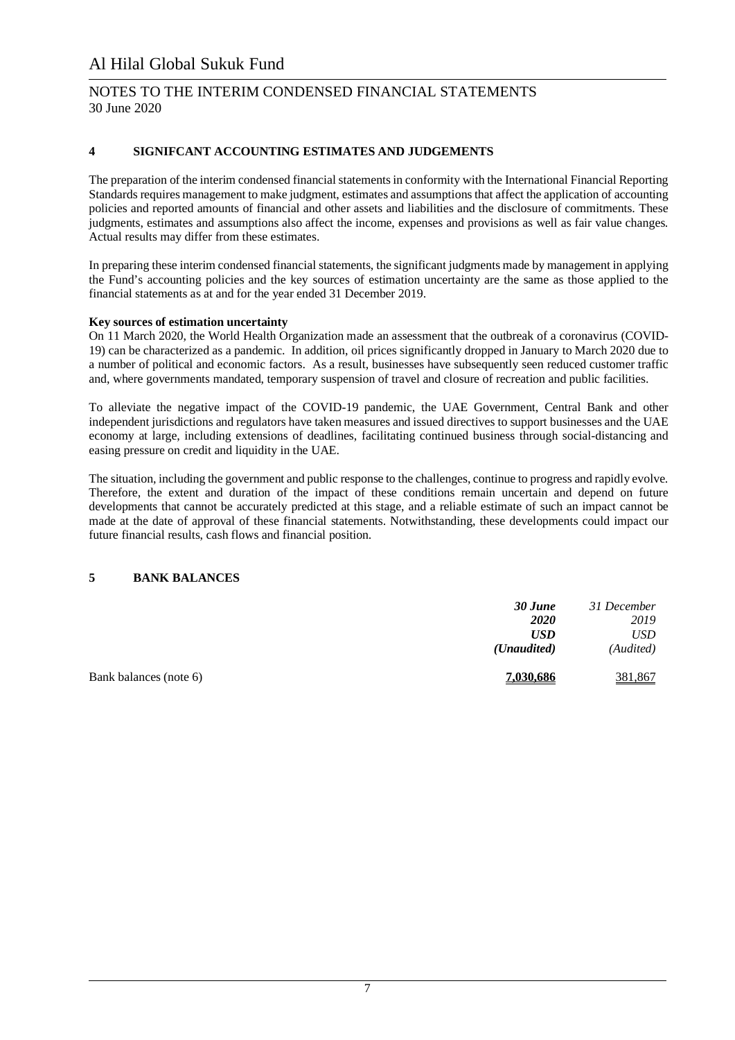## 4 SIGNIFCANT ACCOUNTING ESTIMATES AND JUDGEMENTS

The preparation of the interim condensed financial statements in conformity with the International Financial Reporting Standards requires management to make judgment, estimates and assumptions that affect the application of accounting policies and reported amounts of financial and other assets and liabilities and the disclosure of commitments. These judgments, estimates and assumptions also affect the income, expenses and provisions as well as fair value changes. Actual results may differ from these estimates.

In preparing these interim condensed financial statements, the significant judgments made by management in applying the Fund's accounting policies and the key sources of estimation uncertainty are the same as those applied to the financial statements as at and for the year ended 31 December 2019.

**Key sources of estimation uncertainty**

On 11 March 2020, the World Health Organization made an assessment that the outbreak of a coronavirus (COVID-19) can be characterized as a pandemic. In addition, oil prices significantly dropped in January to March 2020 due to a number of political and economic factors. As a result, businesses have subsequently seen reduced customer traffic and, where governments mandated, temporary suspension of travel and closure of recreation and public facilities.

To alleviate the negative impact of the COVID-19 pandemic, the UAE Government, Central Bank and other independent jurisdictions and regulators have taken measures and issued directives to support businesses and the UAE economy at large, including extensions of deadlines, facilitating continued business through social-distancing and easing pressure on credit and liquidity in the UAE.

The situation, including the government and public response to the challenges, continue to progress and rapidly evolve. Therefore, the extent and duration of the impact of these conditions remain uncertain and depend on future developments that cannot be accurately predicted at this stage, and a reliable estimate of such an impact cannot be made at the date of approval of these financial statements. Notwithstanding, these developments could impact our future financial results, cash flows and financial position.

## 5 BANK BALANCES

| | ***30 June 2020 USD (Unaudited)*** | *31 December 2019 USD (Audited)* |
|---|---|---|
| Bank balances (note 6) | **7,030,686** | 381,867 |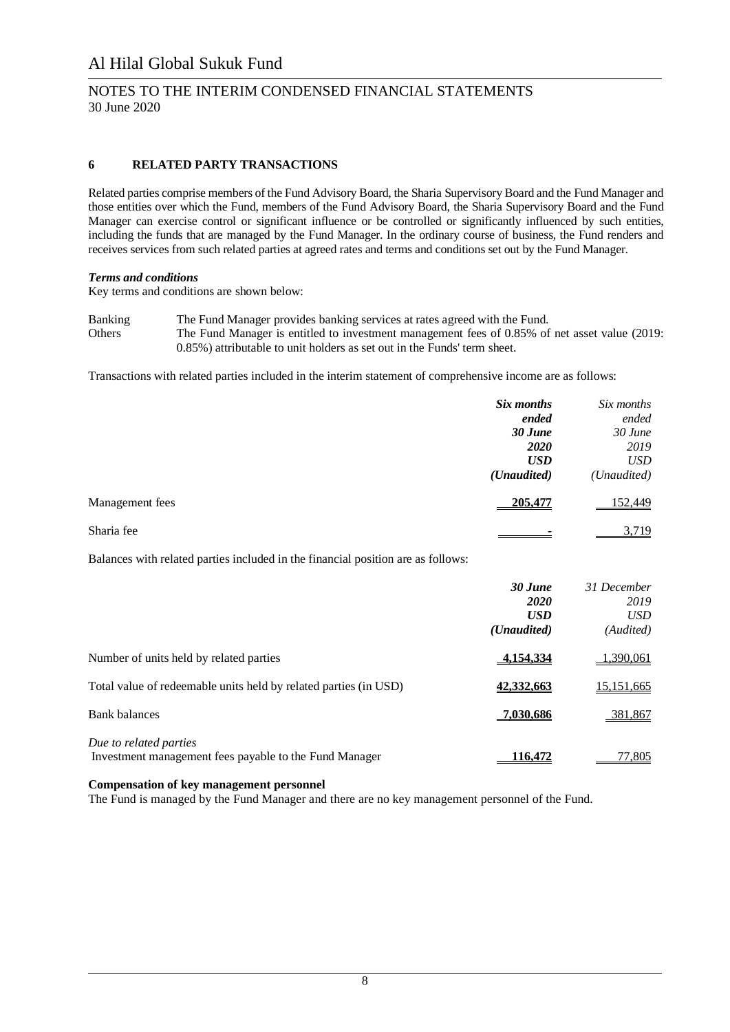## 6 RELATED PARTY TRANSACTIONS

Related parties comprise members of the Fund Advisory Board, the Sharia Supervisory Board and the Fund Manager and those entities over which the Fund, members of the Fund Advisory Board, the Sharia Supervisory Board and the Fund Manager can exercise control or significant influence or be controlled or significantly influenced by such entities, including the funds that are managed by the Fund Manager. In the ordinary course of business, the Fund renders and receives services from such related parties at agreed rates and terms and conditions set out by the Fund Manager.

***Terms and conditions***

Key terms and conditions are shown below:

| | |
|---|---|
| Banking | The Fund Manager provides banking services at rates agreed with the Fund. |
| Others | The Fund Manager is entitled to investment management fees of 0.85% of net asset value (2019: 0.85%) attributable to unit holders as set out in the Funds' term sheet. |

Transactions with related parties included in the interim statement of comprehensive income are as follows:

| | ***Six months ended 30 June 2020 USD (Unaudited)*** | *Six months ended 30 June 2019 USD (Unaudited)* |
|---|---|---|
| Management fees | **205,477** | 152,449 |
| Sharia fee | **-** | 3,719 |

Balances with related parties included in the financial position are as follows:

| | ***30 June 2020 USD (Unaudited)*** | *31 December 2019 USD (Audited)* |
|---|---|---|
| Number of units held by related parties | **4,154,334** | 1,390,061 |
| Total value of redeemable units held by related parties (in USD) | **42,332,663** | 15,151,665 |
| Bank balances | **7,030,686** | 381,867 |
| *Due to related parties* | | |
| Investment management fees payable to the Fund Manager | **116,472** | 77,805 |

**Compensation of key management personnel**

The Fund is managed by the Fund Manager and there are no key management personnel of the Fund.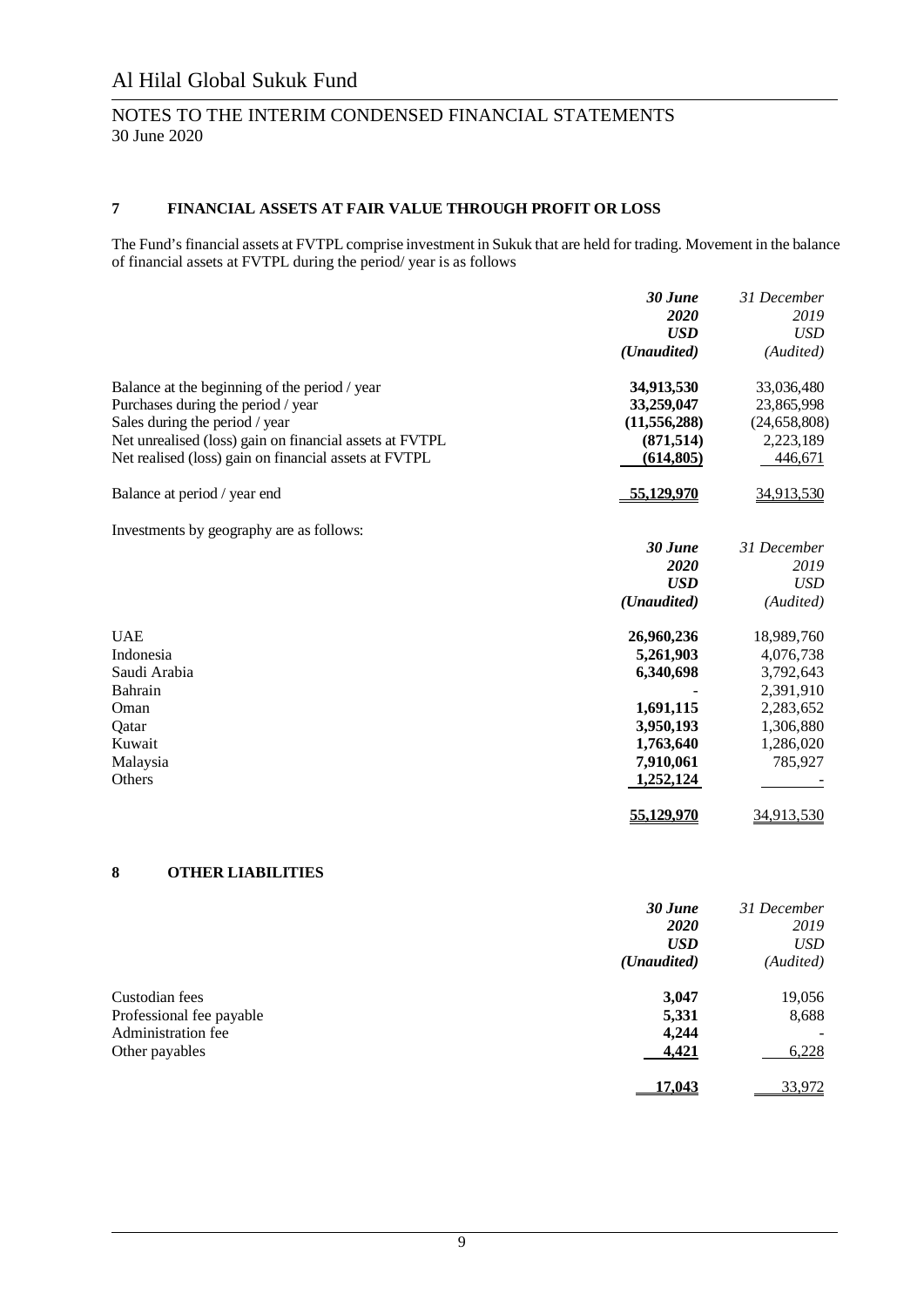## 7 FINANCIAL ASSETS AT FAIR VALUE THROUGH PROFIT OR LOSS

The Fund's financial assets at FVTPL comprise investment in Sukuk that are held for trading. Movement in the balance of financial assets at FVTPL during the period/ year is as follows

| | ***30 June 2020 USD (Unaudited)*** | *31 December 2019 USD (Audited)* |
|---|---|---|
| Balance at the beginning of the period / year | **34,913,530** | 33,036,480 |
| Purchases during the period / year | **33,259,047** | 23,865,998 |
| Sales during the period / year | **(11,556,288)** | (24,658,808) |
| Net unrealised (loss) gain on financial assets at FVTPL | **(871,514)** | 2,223,189 |
| Net realised (loss) gain on financial assets at FVTPL | **(614,805)** | 446,671 |
| Balance at period / year end | **55,129,970** | 34,913,530 |

Investments by geography are as follows:

| | ***30 June 2020 USD (Unaudited)*** | *31 December 2019 USD (Audited)* |
|---|---|---|
| UAE | **26,960,236** | 18,989,760 |
| Indonesia | **5,261,903** | 4,076,738 |
| Saudi Arabia | **6,340,698** | 3,792,643 |
| Bahrain | - | 2,391,910 |
| Oman | **1,691,115** | 2,283,652 |
| Qatar | **3,950,193** | 1,306,880 |
| Kuwait | **1,763,640** | 1,286,020 |
| Malaysia | **7,910,061** | 785,927 |
| Others | **1,252,124** | - |
| | **55,129,970** | 34,913,530 |

## 8 OTHER LIABILITIES

| | ***30 June 2020 USD (Unaudited)*** | *31 December 2019 USD (Audited)* |
|---|---|---|
| Custodian fees | **3,047** | 19,056 |
| Professional fee payable | **5,331** | 8,688 |
| Administration fee | **4,244** | - |
| Other payables | **4,421** | 6,228 |
| | **17,043** | 33,972 |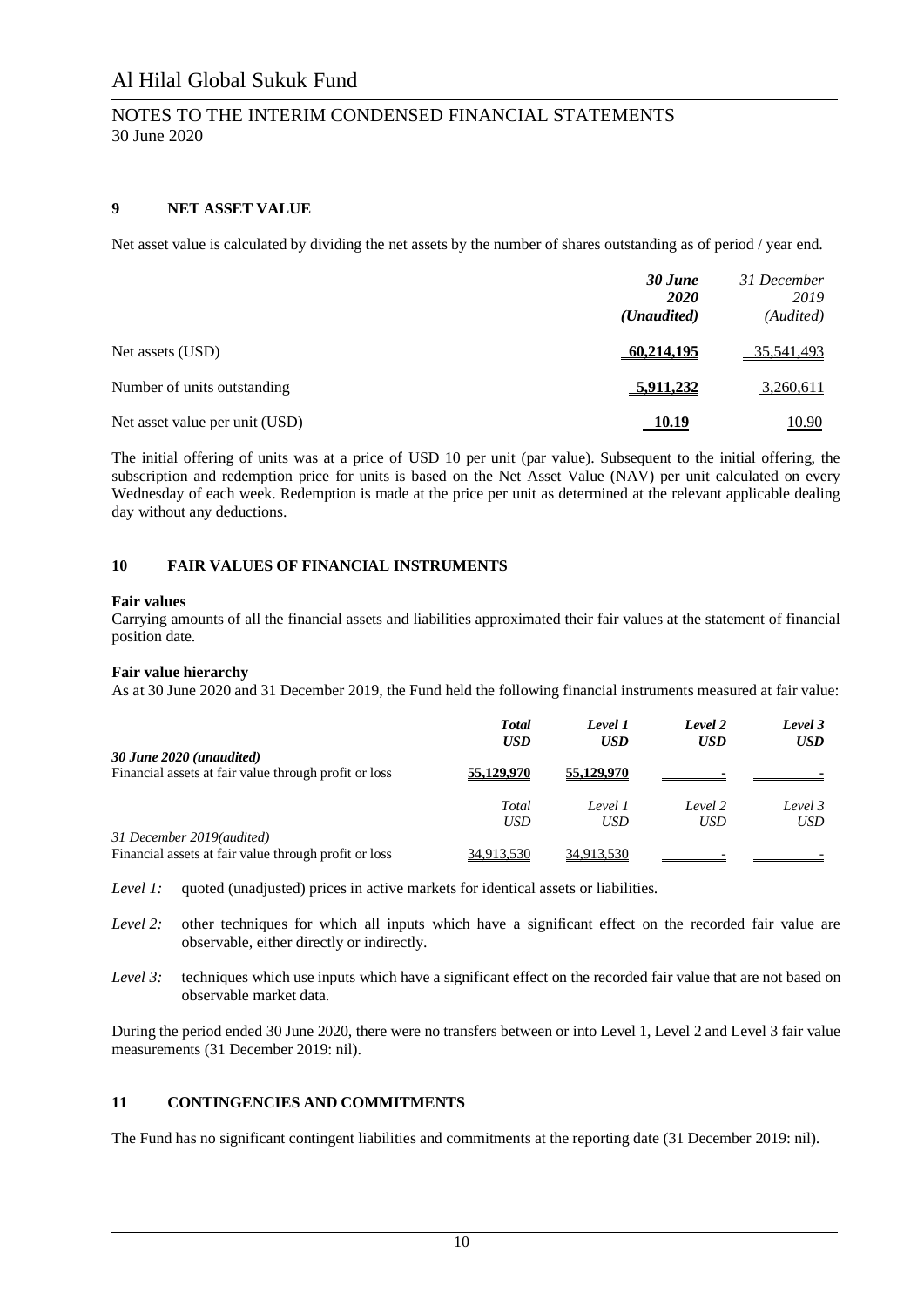## 9 NET ASSET VALUE

Net asset value is calculated by dividing the net assets by the number of shares outstanding as of period / year end.

| | *30 June 2020 (Unaudited)* | *31 December 2019 (Audited)* |
|---|---|---|
| Net assets (USD) | 60,214,195 | 35,541,493 |
| Number of units outstanding | 5,911,232 | 3,260,611 |
| Net asset value per unit (USD) | 10.19 | 10.90 |

The initial offering of units was at a price of USD 10 per unit (par value). Subsequent to the initial offering, the subscription and redemption price for units is based on the Net Asset Value (NAV) per unit calculated on every Wednesday of each week. Redemption is made at the price per unit as determined at the relevant applicable dealing day without any deductions.

## 10 FAIR VALUES OF FINANCIAL INSTRUMENTS

**Fair values**

Carrying amounts of all the financial assets and liabilities approximated their fair values at the statement of financial position date.

**Fair value hierarchy**

As at 30 June 2020 and 31 December 2019, the Fund held the following financial instruments measured at fair value:

| | *Total USD* | *Level 1 USD* | *Level 2 USD* | *Level 3 USD* |
|---|---|---|---|---|
| *30 June 2020 (unaudited)* | | | | |
| Financial assets at fair value through profit or loss | 55,129,970 | 55,129,970 | - | - |
| | *Total USD* | *Level 1 USD* | *Level 2 USD* | *Level 3 USD* |
| *31 December 2019(audited)* | | | | |
| Financial assets at fair value through profit or loss | 34,913,530 | 34,913,530 | - | - |

*Level 1:* quoted (unadjusted) prices in active markets for identical assets or liabilities.

*Level 2:* other techniques for which all inputs which have a significant effect on the recorded fair value are observable, either directly or indirectly.

*Level 3:* techniques which use inputs which have a significant effect on the recorded fair value that are not based on observable market data.

During the period ended 30 June 2020, there were no transfers between or into Level 1, Level 2 and Level 3 fair value measurements (31 December 2019: nil).

## 11 CONTINGENCIES AND COMMITMENTS

The Fund has no significant contingent liabilities and commitments at the reporting date (31 December 2019: nil).